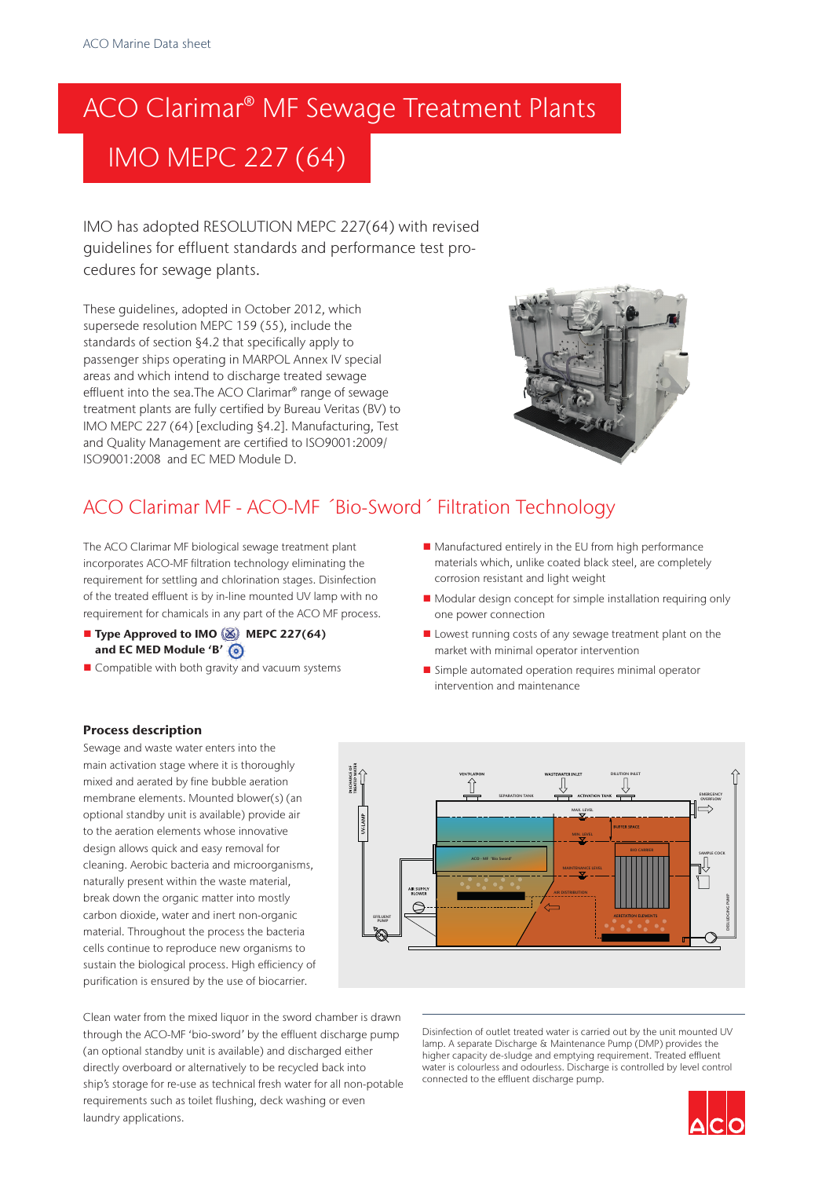ACO Marine Data sheet

# ACO Clarimar® MF Sewage Treatment Plants

# IMO MEPC 227 (64)

IMO has adopted RESOLUTION MEPC 227(64) with revised guidelines for effluent standards and performance test procedures for sewage plants.

These guidelines, adopted in October 2012, which supersede resolution MEPC 159 (55), include the standards of section §4.2 that specifically apply to passenger ships operating in MARPOL Annex IV special areas and which intend to discharge treated sewage effluent into the sea.The ACO Clarimar® range of sewage treatment plants are fully certified by Bureau Veritas (BV) to IMO MEPC 227 (64) [excluding §4.2]. Manufacturing, Test and Quality Management are certified to ISO9001:2009/ ISO9001:2008 and EC MED Module D.

## ACO Clarimar MF - ACO-MF ´Bio-Sword´ Filtration Technology

The ACO Clarimar MF biological sewage treatment plant incorporates ACO-MF filtration technology eliminating the requirement for settling and chlorination stages. Disinfection of the treated effluent is by in-line mounted UV lamp with no requirement for chemicals in any part of the ACO MF process.

- **Type Approved to IMO MEPC 227(64) and EC MED Module 'B'**
- Compatible with both gravity and vacuum systems
- Manufactured entirely in the EU from high performance materials which, unlike coated black steel, are completely corrosion resistant and light weight
- Modular design concept for simple installation requiring only one power connection
- Lowest running costs of any sewage treatment plant on the market with minimal operator intervention
- Simple automated operation requires minimal operator intervention and maintenance

### Process description

Sewage and waste water enters into the main activation stage where it is thoroughly mixed and aerated by fine bubble aeration membrane elements. Mounted blower(s) (an optional standby unit is available) provide air to the aeration elements whose innovative design allows quick and easy removal for cleaning. Aerobic bacteria and microorganisms, naturally present within the waste material, break down the organic matter into mostly carbon dioxide, water and inert non-organic material. Throughout the process the bacteria cells continue to reproduce new organisms to sustain the biological process. High efficiency of purification is ensured by the use of biocarrier.

Clean water from the mixed liquor in the sword chamber is drawn through the ACO-MF 'bio-sword' by the effluent discharge pump (an optional standby unit is available) and discharged either directly overboard or alternatively to be recycled back into ship's storage for re-use as technical fresh water for all non-potable requirements such as toilet flushing, deck washing or even laundry applications.

Disinfection of outlet treated water is carried out by the unit mounted UV lamp. A separate Discharge & Maintenance Pump (DMP) provides the higher capacity de-sludge and emptying requirement. Treated effluent water is colourless and odourless. Discharge is controlled by level control connected to the effluent discharge pump.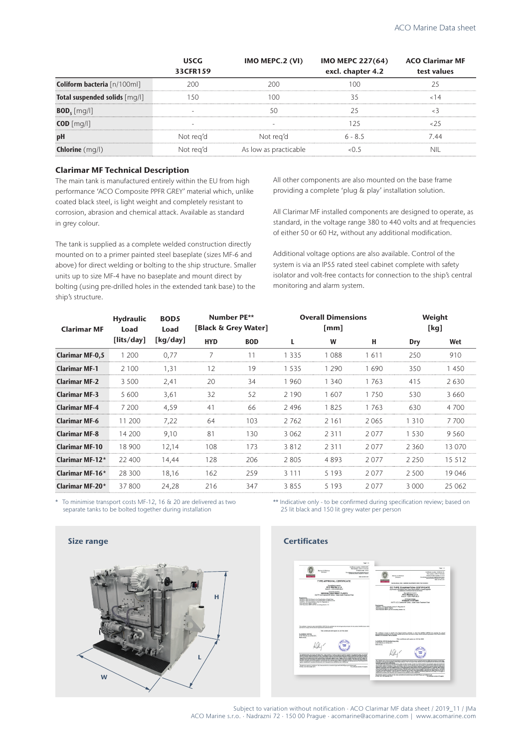| | USCG 33CFR159 | IMO MEPC.2 (VI) | IMO MEPC 227(64) excl. chapter 4.2 | ACO Clarimar MF test values |
|---|---|---|---|---|
| **Coliform bacteria** [n/100ml] | 200 | 200 | 100 | 25 |
| **Total suspended solids** [mg/l] | 150 | 100 | 35 | <14 |
| **$BOD_5$** [mg/l] | - | 50 | 25 | <3 |
| **COD** [mg/l] | - | - | 125 | <25 |
| **pH** | Not req'd | Not req'd | 6 - 8.5 | 7.44 |
| **Chlorine** (mg/l) | Not req'd | As low as practicable | <0.5 | NIL |

### Clarimar MF Technical Description

The main tank is manufactured entirely within the EU from high performance 'ACO Composite PPFR GREY' material which, unlike coated black steel, is light weight and completely resistant to corrosion, abrasion and chemical attack. Available as standard in grey colour.

The tank is supplied as a complete welded construction directly mounted on to a primer painted steel baseplate (sizes MF-6 and above) for direct welding or bolting to the ship structure. Smaller units up to size MF-4 have no baseplate and mount direct by bolting (using pre-drilled holes in the extended tank base) to the ship's structure.

All other components are also mounted on the base frame providing a complete 'plug & play' installation solution.

All Clarimar MF installed components are designed to operate, as standard, in the voltage range 380 to 440 volts and at frequencies of either 50 or 60 Hz, without any additional modification.

Additional voltage options are also available. Control of the system is via an IP55 rated steel cabinet complete with safety isolator and volt-free contacts for connection to the ship's central monitoring and alarm system.

| Clarimar MF | Hydraulic Load [lits/day] | BOD5 Load [kg/day] | Number PE** [Black & Grey Water] | | Overall Dimensions [mm] | | | Weight [kg] | |
|---|---|---|---|---|---|---|---|---|---|
| | | | HYD | BOD | L | W | H | Dry | Wet |
| **Clarimar MF-0,5** | 1 200 | 0,77 | 7 | 11 | 1 335 | 1 088 | 1 611 | 250 | 910 |
| **Clarimar MF-1** | 2 100 | 1,31 | 12 | 19 | 1 535 | 1 290 | 1 690 | 350 | 1 450 |
| **Clarimar MF-2** | 3 500 | 2,41 | 20 | 34 | 1 960 | 1 340 | 1 763 | 415 | 2 630 |
| **Clarimar MF-3** | 5 600 | 3,61 | 32 | 52 | 2 190 | 1 607 | 1 750 | 530 | 3 660 |
| **Clarimar MF-4** | 7 200 | 4,59 | 41 | 66 | 2 496 | 1 825 | 1 763 | 630 | 4 700 |
| **Clarimar MF-6** | 11 200 | 7,22 | 64 | 103 | 2 762 | 2 161 | 2 065 | 1 310 | 7 700 |
| **Clarimar MF-8** | 14 200 | 9,10 | 81 | 130 | 3 062 | 2 311 | 2 077 | 1 530 | 9 560 |
| **Clarimar MF-10** | 18 900 | 12,14 | 108 | 173 | 3 812 | 2 311 | 2 077 | 2 360 | 13 070 |
| **Clarimar MF-12*** | 22 400 | 14,44 | 128 | 206 | 2 805 | 4 893 | 2 077 | 2 250 | 15 512 |
| **Clarimar MF-16*** | 28 300 | 18,16 | 162 | 259 | 3 111 | 5 193 | 2 077 | 2 500 | 19 046 |
| **Clarimar MF-20*** | 37 800 | 24,28 | 216 | 347 | 3 855 | 5 193 | 2 077 | 3 000 | 25 062 |

\* To minimise transport costs MF-12, 16 & 20 are delivered as two separate tanks to be bolted together during installation

** Indicative only - to be confirmed during specification review; based on 25 lit black and 150 lit grey water per person

### Size range

H

L

W

### Certificates

Subject to variation without notification · ACO Clarimar MF data sheet / 2019_11 / JMa
ACO Marine s.r.o. · Nadrazni 72 · 150 00 Prague · acomarine@acomarine.com | www.acomarine.com